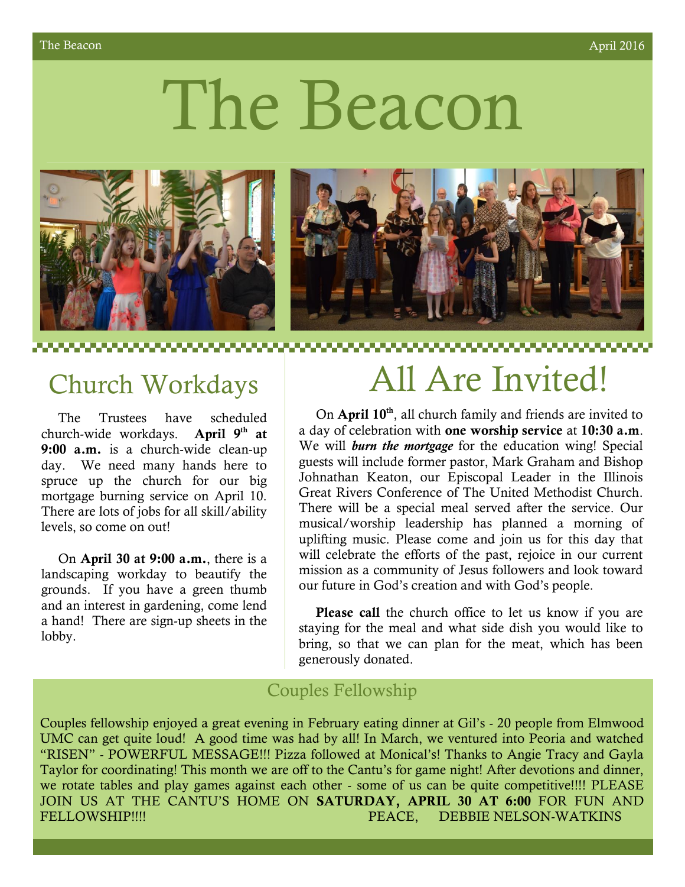# The Beacon

## Church Workdays

The Trustees have scheduled church-wide workdays. **April 9th at 9:00 a.m.** is a church-wide clean-up day. We need many hands here to spruce up the church for our big mortgage burning service on April 10. There are lots of jobs for all skill/ability levels, so come on out!

On **April 30 at 9:00 a.m.**, there is a landscaping workday to beautify the grounds. If you have a green thumb and an interest in gardening, come lend a hand! There are sign-up sheets in the lobby.

## All Are Invited!

On **April 10th**, all church family and friends are invited to a day of celebration with **one worship service** at **10:30 a.m**. We will ***burn the mortgage*** for the education wing! Special guests will include former pastor, Mark Graham and Bishop Johnathan Keaton, our Episcopal Leader in the Illinois Great Rivers Conference of The United Methodist Church. There will be a special meal served after the service. Our musical/worship leadership has planned a morning of uplifting music. Please come and join us for this day that will celebrate the efforts of the past, rejoice in our current mission as a community of Jesus followers and look toward our future in God's creation and with God's people.

**Please call** the church office to let us know if you are staying for the meal and what side dish you would like to bring, so that we can plan for the meat, which has been generously donated.

## Couples Fellowship

Couples fellowship enjoyed a great evening in February eating dinner at Gil's - 20 people from Elmwood UMC can get quite loud! A good time was had by all! In March, we ventured into Peoria and watched "RISEN" - POWERFUL MESSAGE!!! Pizza followed at Monical's! Thanks to Angie Tracy and Gayla Taylor for coordinating! This month we are off to the Cantu's for game night! After devotions and dinner, we rotate tables and play games against each other - some of us can be quite competitive!!!! PLEASE JOIN US AT THE CANTU'S HOME ON **SATURDAY, APRIL 30 AT 6:00** FOR FUN AND FELLOWSHIP!!!! PEACE, DEBBIE NELSON-WATKINS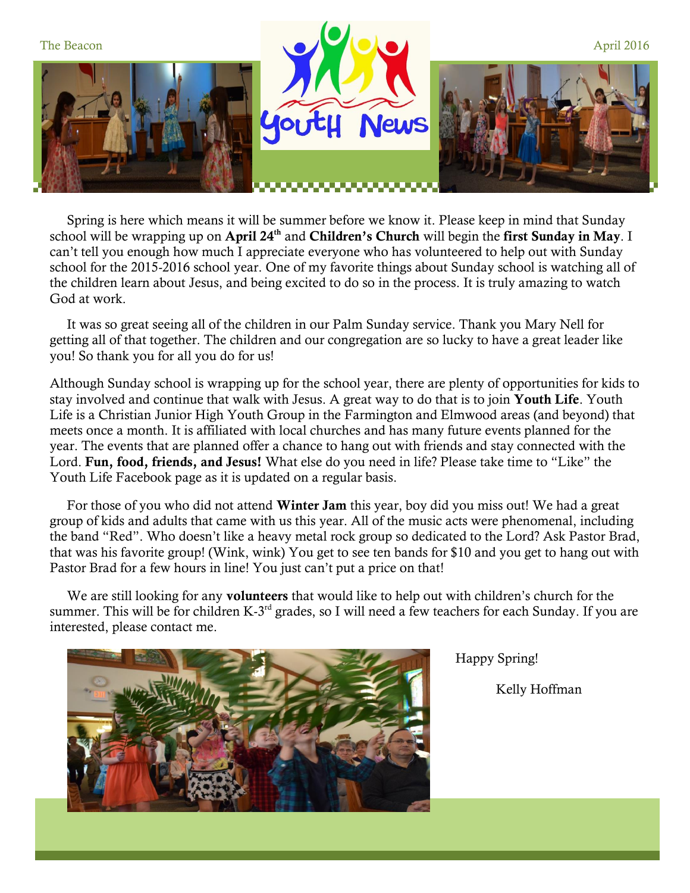# Youth News

Spring is here which means it will be summer before we know it. Please keep in mind that Sunday school will be wrapping up on **April 24th** and **Children's Church** will begin the **first Sunday in May**. I can't tell you enough how much I appreciate everyone who has volunteered to help out with Sunday school for the 2015-2016 school year. One of my favorite things about Sunday school is watching all of the children learn about Jesus, and being excited to do so in the process. It is truly amazing to watch God at work.

It was so great seeing all of the children in our Palm Sunday service. Thank you Mary Nell for getting all of that together. The children and our congregation are so lucky to have a great leader like you! So thank you for all you do for us!

Although Sunday school is wrapping up for the school year, there are plenty of opportunities for kids to stay involved and continue that walk with Jesus. A great way to do that is to join **Youth Life**. Youth Life is a Christian Junior High Youth Group in the Farmington and Elmwood areas (and beyond) that meets once a month. It is affiliated with local churches and has many future events planned for the year. The events that are planned offer a chance to hang out with friends and stay connected with the Lord. **Fun, food, friends, and Jesus!** What else do you need in life? Please take time to "Like" the Youth Life Facebook page as it is updated on a regular basis.

For those of you who did not attend **Winter Jam** this year, boy did you miss out! We had a great group of kids and adults that came with us this year. All of the music acts were phenomenal, including the band "Red". Who doesn't like a heavy metal rock group so dedicated to the Lord? Ask Pastor Brad, that was his favorite group! (Wink, wink) You get to see ten bands for $10 and you get to hang out with Pastor Brad for a few hours in line! You just can't put a price on that!

We are still looking for any **volunteers** that would like to help out with children's church for the summer. This will be for children K-3rd grades, so I will need a few teachers for each Sunday. If you are interested, please contact me.

Happy Spring!

Kelly Hoffman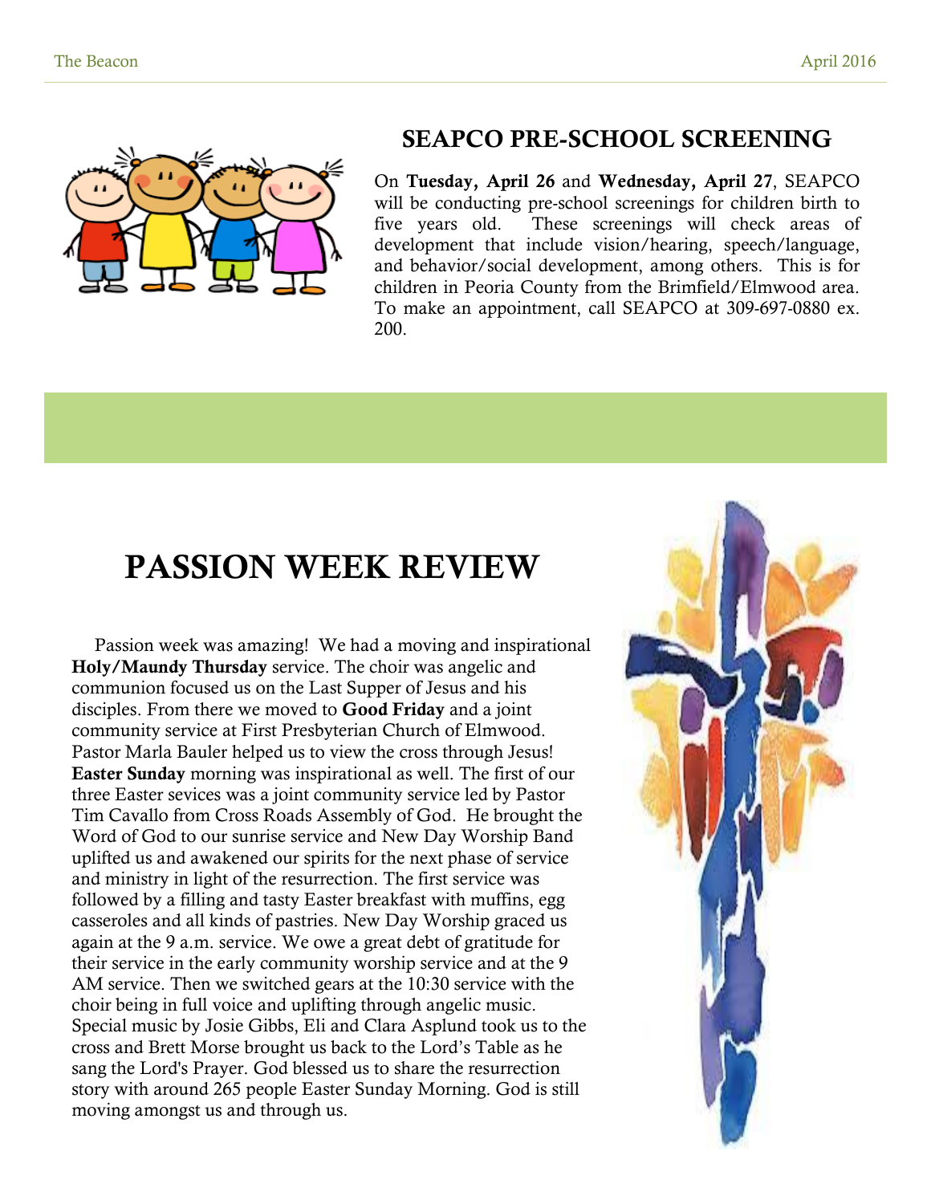## SEAPCO PRE-SCHOOL SCREENING

On **Tuesday, April 26** and **Wednesday, April 27**, SEAPCO will be conducting pre-school screenings for children birth to five years old. These screenings will check areas of development that include vision/hearing, speech/language, and behavior/social development, among others. This is for children in Peoria County from the Brimfield/Elmwood area. To make an appointment, call SEAPCO at 309-697-0880 ex. 200.

# PASSION WEEK REVIEW

Passion week was amazing! We had a moving and inspirational **Holy/Maundy Thursday** service. The choir was angelic and communion focused us on the Last Supper of Jesus and his disciples. From there we moved to **Good Friday** and a joint community service at First Presbyterian Church of Elmwood. Pastor Marla Bauler helped us to view the cross through Jesus! **Easter Sunday** morning was inspirational as well. The first of our three Easter sevices was a joint community service led by Pastor Tim Cavallo from Cross Roads Assembly of God. He brought the Word of God to our sunrise service and New Day Worship Band uplifted us and awakened our spirits for the next phase of service and ministry in light of the resurrection. The first service was followed by a filling and tasty Easter breakfast with muffins, egg casseroles and all kinds of pastries. New Day Worship graced us again at the 9 a.m. service. We owe a great debt of gratitude for their service in the early community worship service and at the 9 AM service. Then we switched gears at the 10:30 service with the choir being in full voice and uplifting through angelic music. Special music by Josie Gibbs, Eli and Clara Asplund took us to the cross and Brett Morse brought us back to the Lord's Table as he sang the Lord's Prayer. God blessed us to share the resurrection story with around 265 people Easter Sunday Morning. God is still moving amongst us and through us.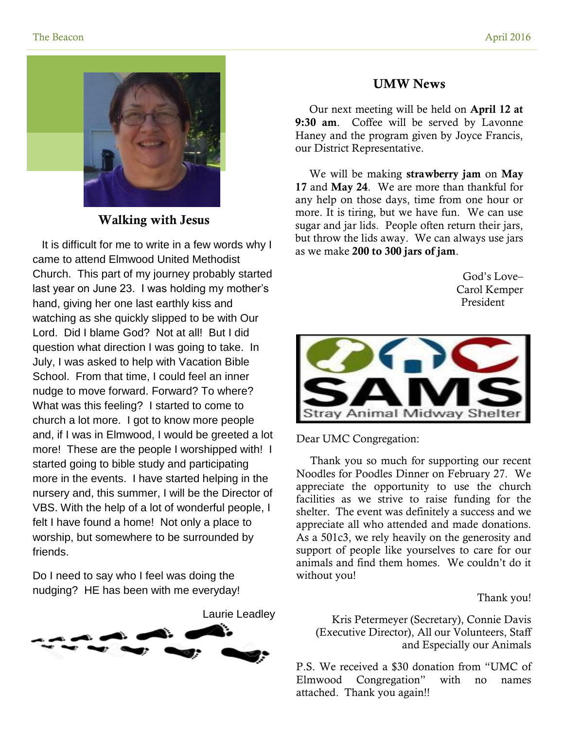## Walking with Jesus

It is difficult for me to write in a few words why I came to attend Elmwood United Methodist Church. This part of my journey probably started last year on June 23. I was holding my mother's hand, giving her one last earthly kiss and watching as she quickly slipped to be with Our Lord. Did I blame God? Not at all! But I did question what direction I was going to take. In July, I was asked to help with Vacation Bible School. From that time, I could feel an inner nudge to move forward. Forward? To where? What was this feeling? I started to come to church a lot more. I got to know more people and, if I was in Elmwood, I would be greeted a lot more! These are the people I worshipped with! I started going to bible study and participating more in the events. I have started helping in the nursery and, this summer, I will be the Director of VBS. With the help of a lot of wonderful people, I felt I have found a home! Not only a place to worship, but somewhere to be surrounded by friends.

Do I need to say who I feel was doing the nudging? HE has been with me everyday!

Laurie Leadley

## UMW News

Our next meeting will be held on **April 12 at 9:30 am**. Coffee will be served by Lavonne Haney and the program given by Joyce Francis, our District Representative.

We will be making **strawberry jam** on **May 17** and **May 24**. We are more than thankful for any help on those days, time from one hour or more. It is tiring, but we have fun. We can use sugar and jar lids. People often return their jars, but throw the lids away. We can always use jars as we make **200 to 300 jars of jam**.

God's Love–
Carol Kemper
President

SAMS
Stray Animal Midway Shelter

Dear UMC Congregation:

Thank you so much for supporting our recent Noodles for Poodles Dinner on February 27. We appreciate the opportunity to use the church facilities as we strive to raise funding for the shelter. The event was definitely a success and we appreciate all who attended and made donations. As a 501c3, we rely heavily on the generosity and support of people like yourselves to care for our animals and find them homes. We couldn't do it without you!

Thank you!

Kris Petermeyer (Secretary), Connie Davis (Executive Director), All our Volunteers, Staff and Especially our Animals

P.S. We received a $30 donation from "UMC of Elmwood Congregation" with no names attached. Thank you again!!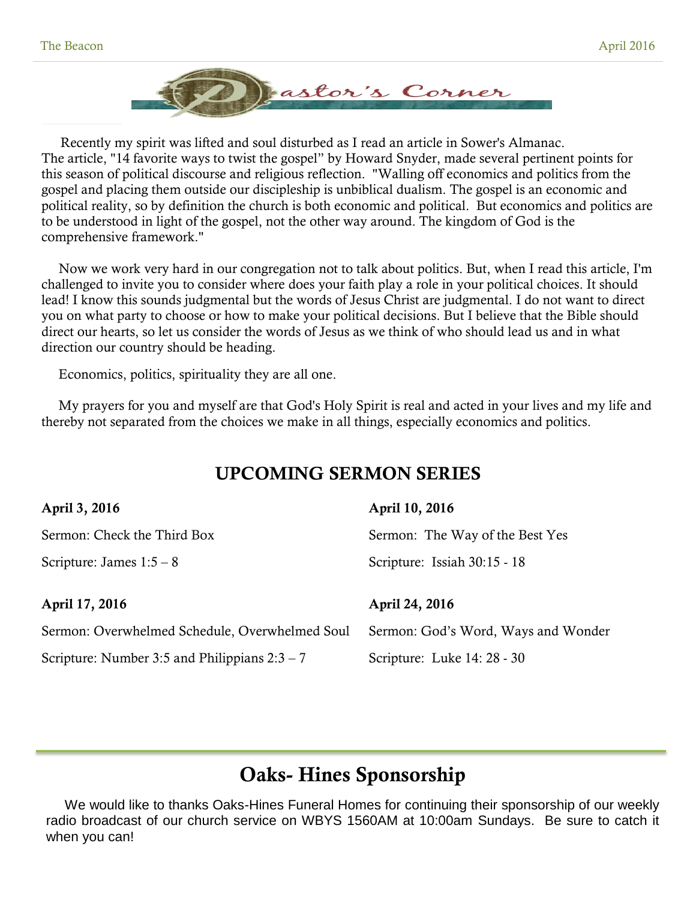# Pastor's Corner

Recently my spirit was lifted and soul disturbed as I read an article in Sower's Almanac. The article, "14 favorite ways to twist the gospel" by Howard Snyder, made several pertinent points for this season of political discourse and religious reflection. "Walling off economics and politics from the gospel and placing them outside our discipleship is unbiblical dualism. The gospel is an economic and political reality, so by definition the church is both economic and political. But economics and politics are to be understood in light of the gospel, not the other way around. The kingdom of God is the comprehensive framework."

Now we work very hard in our congregation not to talk about politics. But, when I read this article, I'm challenged to invite you to consider where does your faith play a role in your political choices. It should lead! I know this sounds judgmental but the words of Jesus Christ are judgmental. I do not want to direct you on what party to choose or how to make your political decisions. But I believe that the Bible should direct our hearts, so let us consider the words of Jesus as we think of who should lead us and in what direction our country should be heading.

Economics, politics, spirituality they are all one.

My prayers for you and myself are that God's Holy Spirit is real and acted in your lives and my life and thereby not separated from the choices we make in all things, especially economics and politics.

## UPCOMING SERMON SERIES

**April 3, 2016**

Sermon: Check the Third Box

Scripture: James 1:5 – 8

**April 10, 2016**

Sermon: The Way of the Best Yes

Scripture: Issiah 30:15 - 18

**April 17, 2016**

Sermon: Overwhelmed Schedule, Overwhelmed Soul

Scripture: Number 3:5 and Philippians 2:3 – 7

**April 24, 2016**

Sermon: God's Word, Ways and Wonder

Scripture: Luke 14: 28 - 30

## Oaks- Hines Sponsorship

We would like to thanks Oaks-Hines Funeral Homes for continuing their sponsorship of our weekly radio broadcast of our church service on WBYS 1560AM at 10:00am Sundays. Be sure to catch it when you can!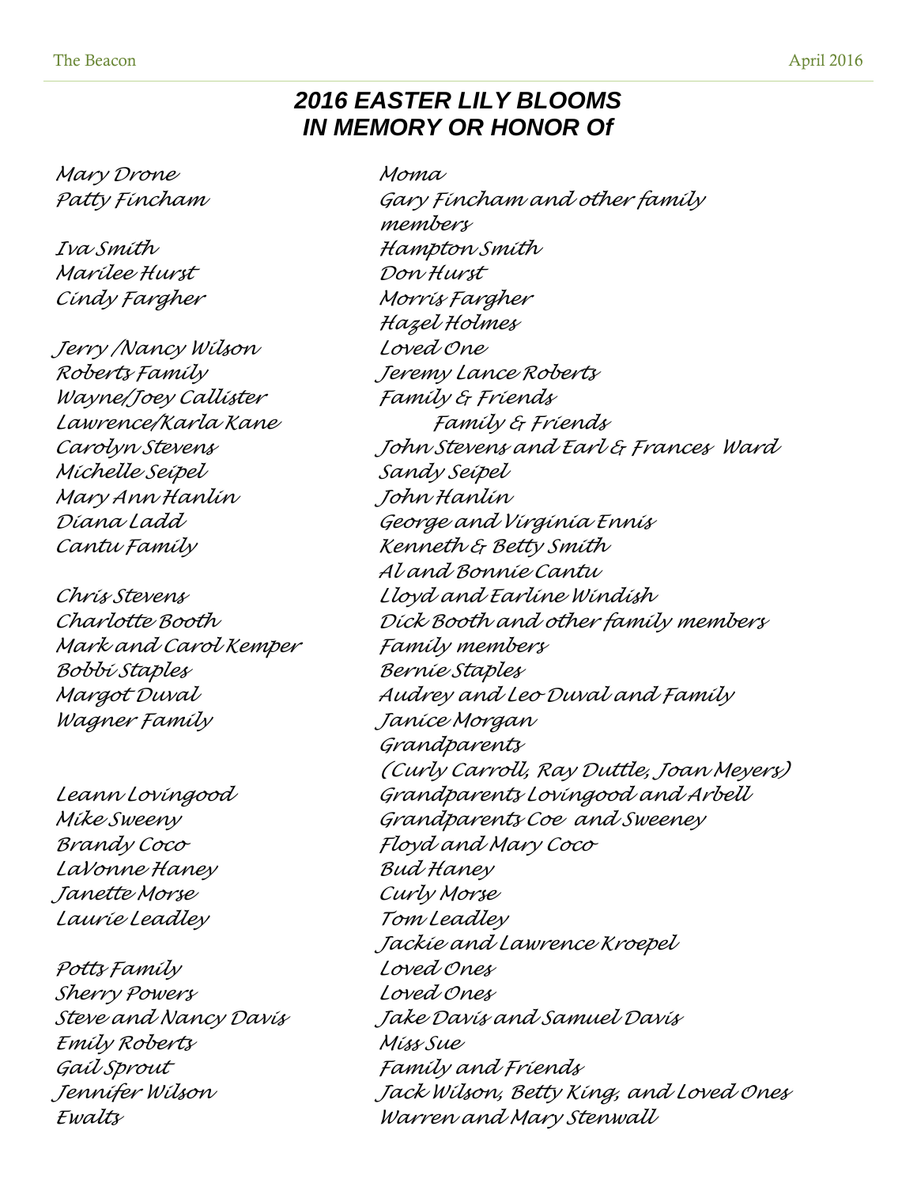## *2016 EASTER LILY BLOOMS IN MEMORY OR HONOR Of*

| | |
|---|---|
| Mary Drone | Moma |
| Patty Fincham | Gary Fincham and other family members |
| Iva Smith | Hampton Smith |
| Marilee Hurst | Don Hurst |
| Cindy Fargher | Morris Fargher |
| | Hazel Holmes |
| Jerry /Nancy Wilson | Loved One |
| Roberts Family | Jeremy Lance Roberts |
| Wayne/Joey Callister | Family & Friends |
| Lawrence/Karla Kane | Family & Friends |
| Carolyn Stevens | John Stevens and Earl & Frances Ward |
| Michelle Seipel | Sandy Seipel |
| Mary Ann Hanlin | John Hanlin |
| Diana Ladd | George and Virginia Ennis |
| Cantu Family | Kenneth & Betty Smith |
| | Al and Bonnie Cantu |
| Chris Stevens | Lloyd and Earline Windish |
| Charlotte Booth | Dick Booth and other family members |
| Mark and Carol Kemper | Family members |
| Bobbi Staples | Bernie Staples |
| Margot Duval | Audrey and Leo Duval and Family |
| Wagner Family | Janice Morgan |
| | Grandparents |
| | (Curly Carroll, Ray Duttle, Joan Meyers) |
| Leann Lovingood | Grandparents Lovingood and Arbell |
| Mike Sweeny | Grandparents Coe and Sweeney |
| Brandy Coco | Floyd and Mary Coco |
| LaVonne Haney | Bud Haney |
| Janette Morse | Curly Morse |
| Laurie Leadley | Tom Leadley |
| | Jackie and Lawrence Kroepel |
| Potts Family | Loved Ones |
| Sherry Powers | Loved Ones |
| Steve and Nancy Davis | Jake Davis and Samuel Davis |
| Emily Roberts | Miss Sue |
| Gail Sprout | Family and Friends |
| Jennifer Wilson | Jack Wilson, Betty King, and Loved Ones |
| Ewalts | Warren and Mary Stenwall |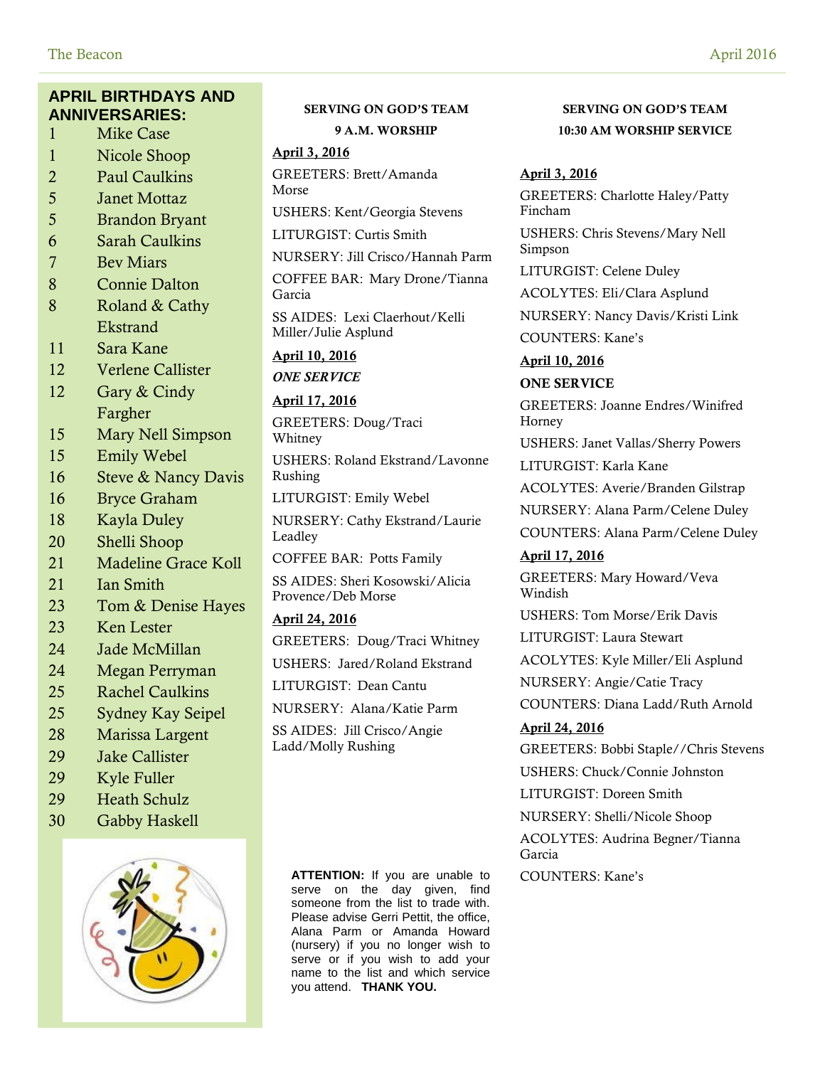## APRIL BIRTHDAYS AND ANNIVERSARIES:

| | |
|---|---|
| 1 | Mike Case |
| 1 | Nicole Shoop |
| 2 | Paul Caulkins |
| 5 | Janet Mottaz |
| 5 | Brandon Bryant |
| 6 | Sarah Caulkins |
| 7 | Bev Miars |
| 8 | Connie Dalton |
| 8 | Roland & Cathy Ekstrand |
| 11 | Sara Kane |
| 12 | Verlene Callister |
| 12 | Gary & Cindy Fargher |
| 15 | Mary Nell Simpson |
| 15 | Emily Webel |
| 16 | Steve & Nancy Davis |
| 16 | Bryce Graham |
| 18 | Kayla Duley |
| 20 | Shelli Shoop |
| 21 | Madeline Grace Koll |
| 21 | Ian Smith |
| 23 | Tom & Denise Hayes |
| 23 | Ken Lester |
| 24 | Jade McMillan |
| 24 | Megan Perryman |
| 25 | Rachel Caulkins |
| 25 | Sydney Kay Seipel |
| 28 | Marissa Largent |
| 29 | Jake Callister |
| 29 | Kyle Fuller |
| 29 | Heath Schulz |
| 30 | Gabby Haskell |

### SERVING ON GOD'S TEAM
### 9 A.M. WORSHIP

**April 3, 2016**

GREETERS: Brett/Amanda Morse

USHERS: Kent/Georgia Stevens

LITURGIST: Curtis Smith

NURSERY: Jill Crisco/Hannah Parm

COFFEE BAR: Mary Drone/Tianna Garcia

SS AIDES: Lexi Claerhout/Kelli Miller/Julie Asplund

**April 10, 2016**

***ONE SERVICE***

**April 17, 2016**

GREETERS: Doug/Traci Whitney

USHERS: Roland Ekstrand/Lavonne Rushing

LITURGIST: Emily Webel

NURSERY: Cathy Ekstrand/Laurie Leadley

COFFEE BAR: Potts Family

SS AIDES: Sheri Kosowski/Alicia Provence/Deb Morse

**April 24, 2016**

GREETERS: Doug/Traci Whitney

USHERS: Jared/Roland Ekstrand

LITURGIST: Dean Cantu

NURSERY: Alana/Katie Parm

SS AIDES: Jill Crisco/Angie Ladd/Molly Rushing

**ATTENTION:** If you are unable to serve on the day given, find someone from the list to trade with. Please advise Gerri Pettit, the office, Alana Parm or Amanda Howard (nursery) if you no longer wish to serve or if you wish to add your name to the list and which service you attend. **THANK YOU.**

### SERVING ON GOD'S TEAM
### 10:30 AM WORSHIP SERVICE

**April 3, 2016**

GREETERS: Charlotte Haley/Patty Fincham

USHERS: Chris Stevens/Mary Nell Simpson

LITURGIST: Celene Duley

ACOLYTES: Eli/Clara Asplund

NURSERY: Nancy Davis/Kristi Link

COUNTERS: Kane's

**April 10, 2016**

**ONE SERVICE**

GREETERS: Joanne Endres/Winifred Horney

USHERS: Janet Vallas/Sherry Powers

LITURGIST: Karla Kane

ACOLYTES: Averie/Branden Gilstrap

NURSERY: Alana Parm/Celene Duley

COUNTERS: Alana Parm/Celene Duley

**April 17, 2016**

GREETERS: Mary Howard/Veva Windish

USHERS: Tom Morse/Erik Davis

LITURGIST: Laura Stewart

ACOLYTES: Kyle Miller/Eli Asplund

NURSERY: Angie/Catie Tracy

COUNTERS: Diana Ladd/Ruth Arnold

**April 24, 2016**

GREETERS: Bobbi Staple//Chris Stevens

USHERS: Chuck/Connie Johnston

LITURGIST: Doreen Smith

NURSERY: Shelli/Nicole Shoop

ACOLYTES: Audrina Begner/Tianna Garcia

COUNTERS: Kane's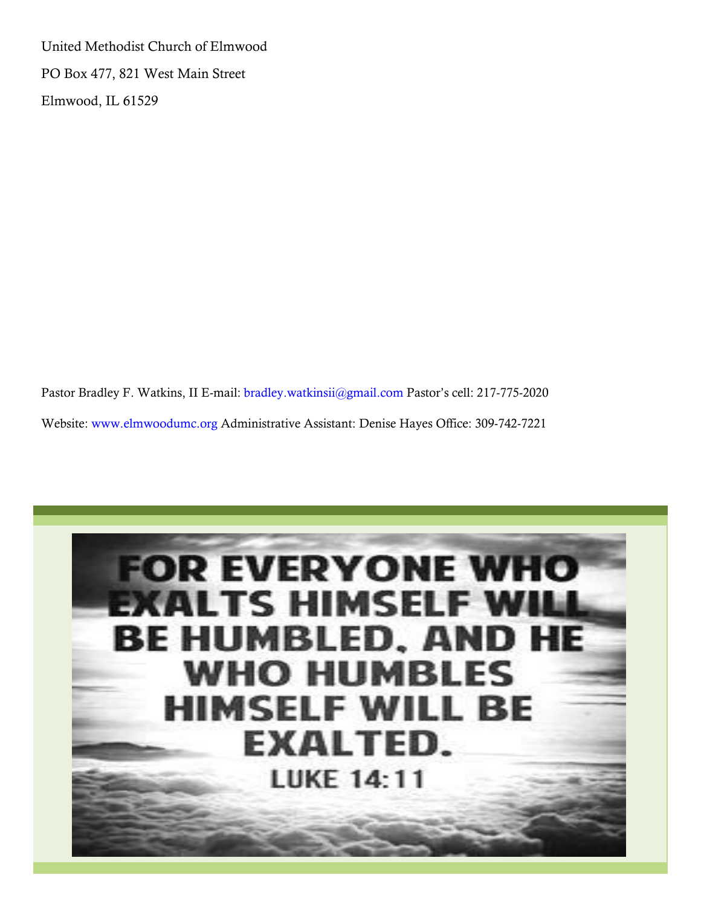United Methodist Church of Elmwood

PO Box 477, 821 West Main Street

Elmwood, IL 61529

Pastor Bradley F. Watkins, II E-mail: bradley.watkinsii@gmail.com Pastor's cell: 217-775-2020

Website: www.elmwoodumc.org Administrative Assistant: Denise Hayes Office: 309-742-7221

FOR EVERYONE WHO EXALTS HIMSELF WILL BE HUMBLED, AND HE WHO HUMBLES HIMSELF WILL BE EXALTED.

LUKE 14:11